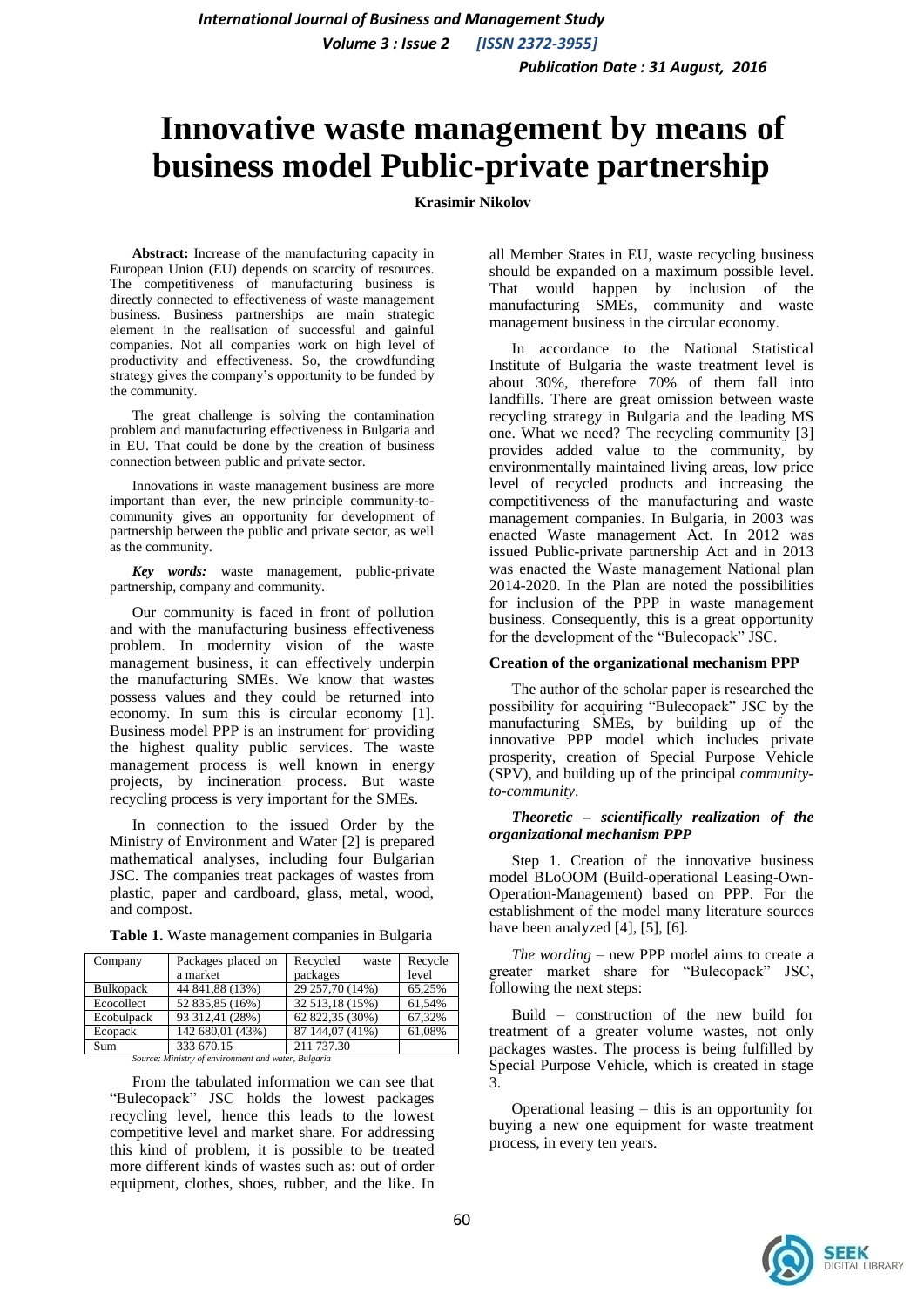# Innovative waste management by means of business model Public-private partnership

**Krasimir Nikolov**

**Abstract:** Increase of the manufacturing capacity in European Union (EU) depends on scarcity of resources. The competitiveness of manufacturing business is directly connected to effectiveness of waste management business. Business partnerships are main strategic element in the realisation of successful and gainful companies. Not all companies work on high level of productivity and effectiveness. So, the crowdfunding strategy gives the company's opportunity to be funded by the community.

The great challenge is solving the contamination problem and manufacturing effectiveness in Bulgaria and in EU. That could be done by the creation of business connection between public and private sector.

Innovations in waste management business are more important than ever, the new principle community-to-community gives an opportunity for development of partnership between the public and private sector, as well as the community.

***Key words:*** waste management, public-private partnership, company and community.

Our community is faced in front of pollution and with the manufacturing business effectiveness problem. In modernity vision of the waste management business, it can effectively underpin the manufacturing SMEs. We know that wastes possess values and they could be returned into economy. In sum this is circular economy [1]. Business model PPP is an instrument for[i] providing the highest quality public services. The waste management process is well known in energy projects, by incineration process. But waste recycling process is very important for the SMEs.

In connection to the issued Order by the Ministry of Environment and Water [2] is prepared mathematical analyses, including four Bulgarian JSC. The companies treat packages of wastes from plastic, paper and cardboard, glass, metal, wood, and compost.

**Table 1.** Waste management companies in Bulgaria

| Company | Packages placed on a market | Recycled waste packages | Recycle level |
|---|---|---|---|
| Bulkopack | 44 841,88 (13%) | 29 257,70 (14%) | 65,25% |
| Ecocollect | 52 835,85 (16%) | 32 513,18 (15%) | 61,54% |
| Ecobulpack | 93 312,41 (28%) | 62 822,35 (30%) | 67,32% |
| Ecopack | 142 680,01 (43%) | 87 144,07 (41%) | 61,08% |
| Sum | 333 670.15 | 211 737.30 | |

*Source: Ministry of environment and water, Bulgaria*

From the tabulated information we can see that "Bulecopack" JSC holds the lowest packages recycling level, hence this leads to the lowest competitive level and market share. For addressing this kind of problem, it is possible to be treated more different kinds of wastes such as: out of order equipment, clothes, shoes, rubber, and the like. In all Member States in EU, waste recycling business should be expanded on a maximum possible level. That would happen by inclusion of the manufacturing SMEs, community and waste management business in the circular economy.

In accordance to the National Statistical Institute of Bulgaria the waste treatment level is about 30%, therefore 70% of them fall into landfills. There are great omission between waste recycling strategy in Bulgaria and the leading MS one. What we need? The recycling community [3] provides added value to the community, by environmentally maintained living areas, low price level of recycled products and increasing the competitiveness of the manufacturing and waste management companies. In Bulgaria, in 2003 was enacted Waste management Act. In 2012 was issued Public-private partnership Act and in 2013 was enacted the Waste management National plan 2014-2020. In the Plan are noted the possibilities for inclusion of the PPP in waste management business. Consequently, this is a great opportunity for the development of the "Bulecopack" JSC.

**Creation of the organizational mechanism PPP**

The author of the scholar paper is researched the possibility for acquiring "Bulecopack" JSC by the manufacturing SMEs, by building up of the innovative PPP model which includes private prosperity, creation of Special Purpose Vehicle (SPV), and building up of the principal *community-to-community*.

***Theoretic – scientifically realization of the organizational mechanism PPP***

Step 1. Creation of the innovative business model BLoOOM (Build-operational Leasing-Own-Operation-Management) based on PPP. For the establishment of the model many literature sources have been analyzed [4], [5], [6].

*The wording* – new PPP model aims to create a greater market share for "Bulecopack" JSC, following the next steps:

Build – construction of the new build for treatment of a greater volume wastes, not only packages wastes. The process is being fulfilled by Special Purpose Vehicle, which is created in stage 3.

Operational leasing – this is an opportunity for buying a new one equipment for waste treatment process, in every ten years.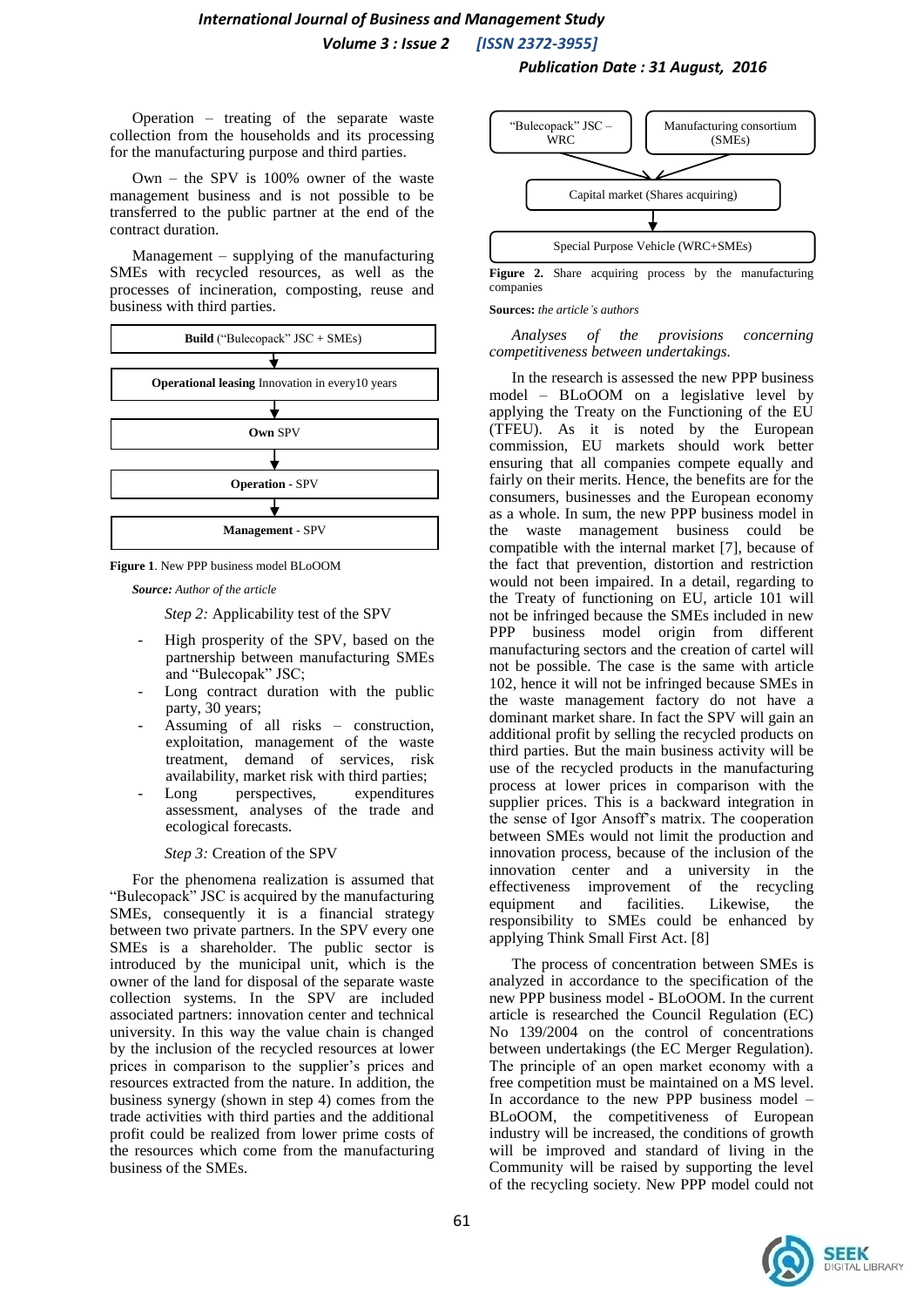Operation – treating of the separate waste collection from the households and its processing for the manufacturing purpose and third parties.

Own – the SPV is 100% owner of the waste management business and is not possible to be transferred to the public partner at the end of the contract duration.

Management – supplying of the manufacturing SMEs with recycled resources, as well as the processes of incineration, composting, reuse and business with third parties.

**Build** ("Bulecopack" JSC + SMEs)
↓
**Operational leasing** Innovation in every10 years
↓
**Own** SPV
↓
**Operation** - SPV
↓
**Management** - SPV

**Figure 1**. New PPP business model BLoOOM

***Source:*** *Author of the article*

*Step 2:* Applicability test of the SPV

- High prosperity of the SPV, based on the partnership between manufacturing SMEs and "Bulecopak" JSC;
- Long contract duration with the public party, 30 years;
- Assuming of all risks – construction, exploitation, management of the waste treatment, demand of services, risk availability, market risk with third parties;
- Long perspectives, expenditures assessment, analyses of the trade and ecological forecasts.

*Step 3:* Creation of the SPV

For the phenomena realization is assumed that "Bulecopack" JSC is acquired by the manufacturing SMEs, consequently it is a financial strategy between two private partners. In the SPV every one SMEs is a shareholder. The public sector is introduced by the municipal unit, which is the owner of the land for disposal of the separate waste collection systems. In the SPV are included associated partners: innovation center and technical university. In this way the value chain is changed by the inclusion of the recycled resources at lower prices in comparison to the supplier's prices and resources extracted from the nature. In addition, the business synergy (shown in step 4) comes from the trade activities with third parties and the additional profit could be realized from lower prime costs of the resources which come from the manufacturing business of the SMEs.

"Bulecopack" JSC – WRC | Manufacturing consortium (SMEs)
↓
Capital market (Shares acquiring)
↓
Special Purpose Vehicle (WRC+SMEs)

**Figure 2.** Share acquiring process by the manufacturing companies

**Sources:** *the article's authors*

*Analyses of the provisions concerning competitiveness between undertakings.*

In the research is assessed the new PPP business model – BLoOOM on a legislative level by applying the Treaty on the Functioning of the EU (TFEU). As it is noted by the European commission, EU markets should work better ensuring that all companies compete equally and fairly on their merits. Hence, the benefits are for the consumers, businesses and the European economy as a whole. In sum, the new PPP business model in the waste management business could be compatible with the internal market [7], because of the fact that prevention, distortion and restriction would not been impaired. In a detail, regarding to the Treaty of functioning on EU, article 101 will not be infringed because the SMEs included in new PPP business model origin from different manufacturing sectors and the creation of cartel will not be possible. The case is the same with article 102, hence it will not be infringed because SMEs in the waste management factory do not have a dominant market share. In fact the SPV will gain an additional profit by selling the recycled products on third parties. But the main business activity will be use of the recycled products in the manufacturing process at lower prices in comparison with the supplier prices. This is a backward integration in the sense of Igor Ansoff's matrix. The cooperation between SMEs would not limit the production and innovation process, because of the inclusion of the innovation center and a university in the effectiveness improvement of the recycling equipment and facilities. Likewise, the responsibility to SMEs could be enhanced by applying Think Small First Act. [8]

The process of concentration between SMEs is analyzed in accordance to the specification of the new PPP business model - BLoOOM. In the current article is researched the Council Regulation (EC) No 139/2004 on the control of concentrations between undertakings (the EC Merger Regulation). The principle of an open market economy with a free competition must be maintained on a MS level. In accordance to the new PPP business model – BLoOOM, the competitiveness of European industry will be increased, the conditions of growth will be improved and standard of living in the Community will be raised by supporting the level of the recycling society. New PPP model could not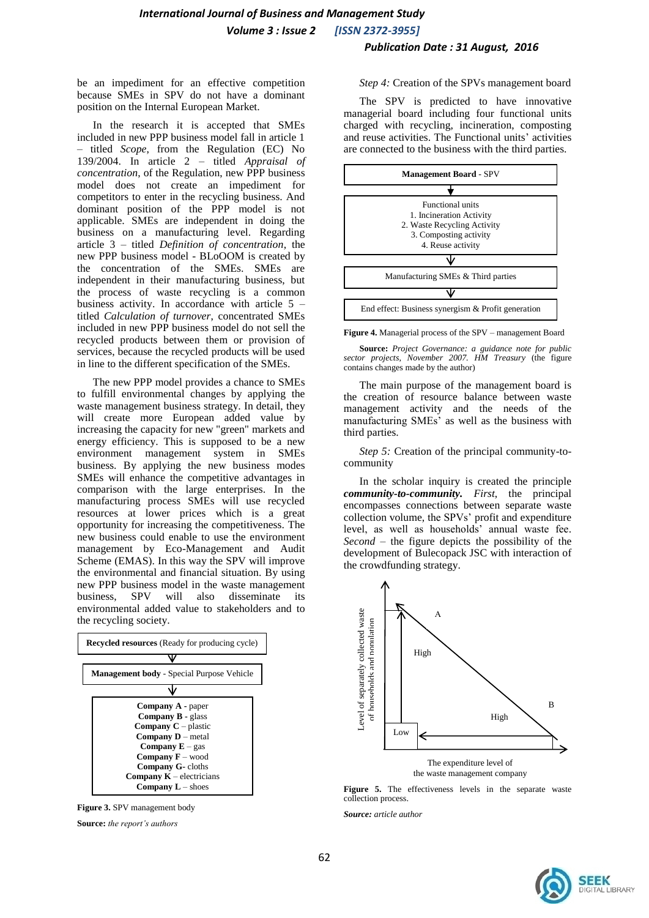be an impediment for an effective competition because SMEs in SPV do not have a dominant position on the Internal European Market.

In the research it is accepted that SMEs included in new PPP business model fall in article 1 – titled *Scope*, from the Regulation (EC) No 139/2004. In article 2 – titled *Appraisal of concentration*, of the Regulation, new PPP business model does not create an impediment for competitors to enter in the recycling business. And dominant position of the PPP model is not applicable. SMEs are independent in doing the business on a manufacturing level. Regarding article 3 – titled *Definition of concentration*, the new PPP business model - BLoOOM is created by the concentration of the SMEs. SMEs are independent in their manufacturing business, but the process of waste recycling is a common business activity. In accordance with article 5 – titled *Calculation of turnover*, concentrated SMEs included in new PPP business model do not sell the recycled products between them or provision of services, because the recycled products will be used in line to the different specification of the SMEs.

The new PPP model provides a chance to SMEs to fulfill environmental changes by applying the waste management business strategy. In detail, they will create more European added value by increasing the capacity for new "green" markets and energy efficiency. This is supposed to be a new environment management system in SMEs business. By applying the new business modes SMEs will enhance the competitive advantages in comparison with the large enterprises. In the manufacturing process SMEs will use recycled resources at lower prices which is a great opportunity for increasing the competitiveness. The new business could enable to use the environment management by Eco-Management and Audit Scheme (EMAS). In this way the SPV will improve the environmental and financial situation. By using new PPP business model in the waste management business, SPV will also disseminate its environmental added value to stakeholders and to the recycling society.

**Recycled resources** (Ready for producing cycle)

↓

**Management body** - Special Purpose Vehicle

↓

**Company A** - paper
**Company B** - glass
**Company C** – plastic
**Company D** – metal
**Company E** – gas
**Company F** – wood
**Company G**- cloths
**Company K** – electricians
**Company L** – shoes

**Figure 3.** SPV management body

**Source:** *the report's authors*

*Step 4:* Creation of the SPVs management board

The SPV is predicted to have innovative managerial board including four functional units charged with recycling, incineration, composting and reuse activities. The Functional units' activities are connected to the business with the third parties.

**Management Board** - SPV

↓

Functional units
1. Incineration Activity
2. Waste Recycling Activity
3. Composting activity
4. Reuse activity

↓

Manufacturing SMEs & Third parties

↓

End effect: Business synergism & Profit generation

**Figure 4.** Managerial process of the SPV – management Board

**Source:** *Project Governance: a guidance note for public sector projects, November 2007. HM Treasury* (the figure contains changes made by the author)

The main purpose of the management board is the creation of resource balance between waste management activity and the needs of the manufacturing SMEs' as well as the business with third parties.

*Step 5:* Creation of the principal community-to-community

In the scholar inquiry is created the principle ***community-to-community.*** *First*, the principal encompasses connections between separate waste collection volume, the SPVs' profit and expenditure level, as well as households' annual waste fee. *Second* – the figure depicts the possibility of the development of Bulecopack JSC with interaction of the crowdfunding strategy.

Level of separately collected waste of households and population

A

High

B

High

Low

The expenditure level of the waste management company

**Figure 5.** The effectiveness levels in the separate waste collection process.

***Source:*** *article author*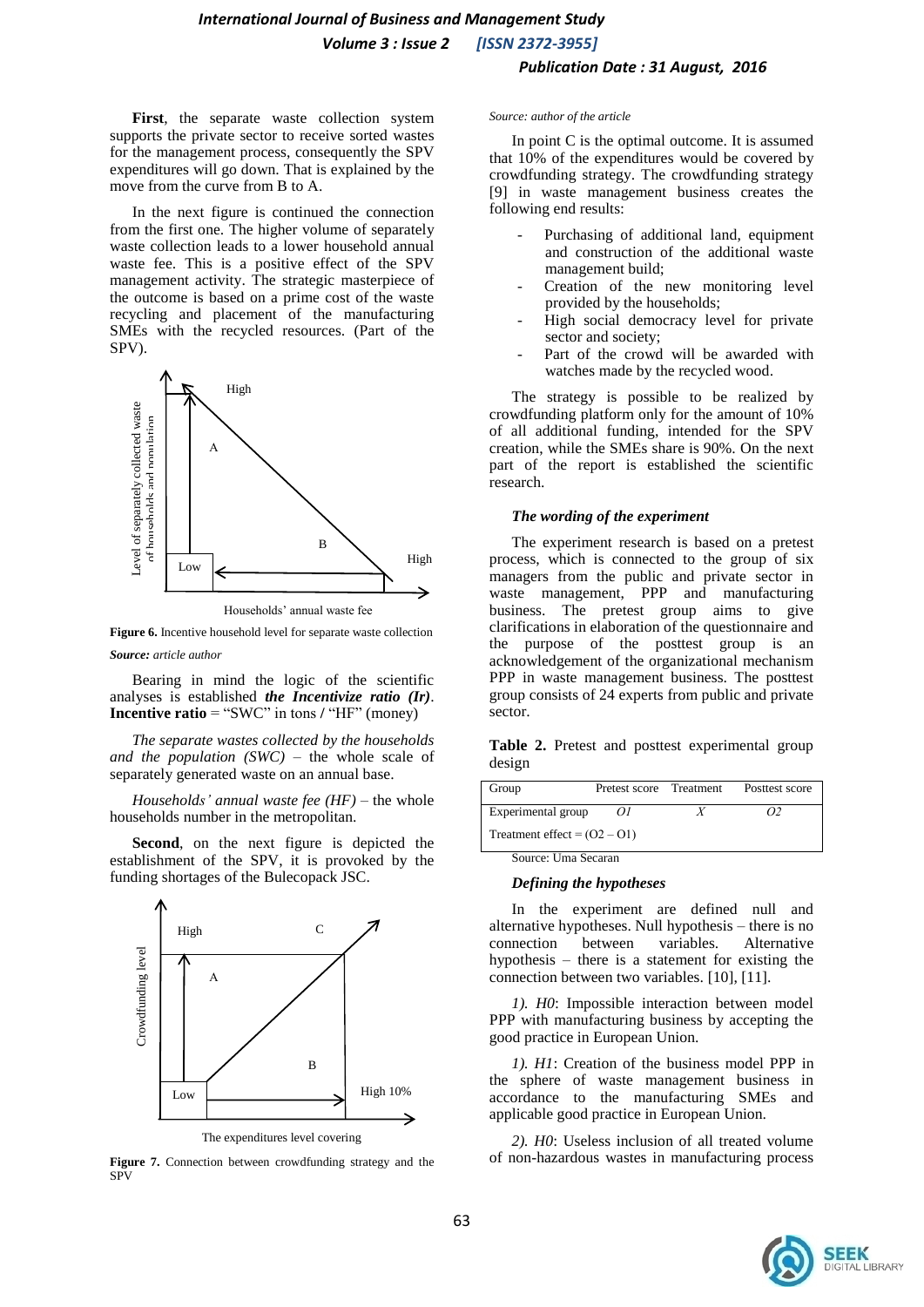**First**, the separate waste collection system supports the private sector to receive sorted wastes for the management process, consequently the SPV expenditures will go down. That is explained by the move from the curve from B to A.

In the next figure is continued the connection from the first one. The higher volume of separately waste collection leads to a lower household annual waste fee. This is a positive effect of the SPV management activity. The strategic masterpiece of the outcome is based on a prime cost of the waste recycling and placement of the manufacturing SMEs with the recycled resources. (Part of the SPV).

**Figure 6.** Incentive household level for separate waste collection

***Source:*** *article author*

Bearing in mind the logic of the scientific analyses is established ***the Incentivize ratio (Ir)***. **Incentive ratio** = "SWC" in tons **/** "HF" (money)

*The separate wastes collected by the households and the population (SWC)* – the whole scale of separately generated waste on an annual base.

*Households' annual waste fee (HF)* – the whole households number in the metropolitan.

**Second**, on the next figure is depicted the establishment of the SPV, it is provoked by the funding shortages of the Bulecopack JSC.

**Figure 7.** Connection between crowdfunding strategy and the SPV

*Source: author of the article*

In point C is the optimal outcome. It is assumed that 10% of the expenditures would be covered by crowdfunding strategy. The crowdfunding strategy [9] in waste management business creates the following end results:

- Purchasing of additional land, equipment and construction of the additional waste management build;
- Creation of the new monitoring level provided by the households;
- High social democracy level for private sector and society;
- Part of the crowd will be awarded with watches made by the recycled wood.

The strategy is possible to be realized by crowdfunding platform only for the amount of 10% of all additional funding, intended for the SPV creation, while the SMEs share is 90%. On the next part of the report is established the scientific research.

### *The wording of the experiment*

The experiment research is based on a pretest process, which is connected to the group of six managers from the public and private sector in waste management, PPP and manufacturing business. The pretest group aims to give clarifications in elaboration of the questionnaire and the purpose of the posttest group is an acknowledgement of the organizational mechanism PPP in waste management business. The posttest group consists of 24 experts from public and private sector.

**Table 2.** Pretest and posttest experimental group design

| Group | Pretest score | Treatment | Posttest score |
|---|---|---|---|
| Experimental group | *O1* | *X* | *O2* |
| Treatment effect = (O2 – O1) | | | |

Source: Uma Secaran

### *Defining the hypotheses*

In the experiment are defined null and alternative hypotheses. Null hypothesis – there is no connection between variables. Alternative hypothesis – there is a statement for existing the connection between two variables. [10], [11].

*1). H0*: Impossible interaction between model PPP with manufacturing business by accepting the good practice in European Union.

*1). H1*: Creation of the business model PPP in the sphere of waste management business in accordance to the manufacturing SMEs and applicable good practice in European Union.

*2). H0*: Useless inclusion of all treated volume of non-hazardous wastes in manufacturing process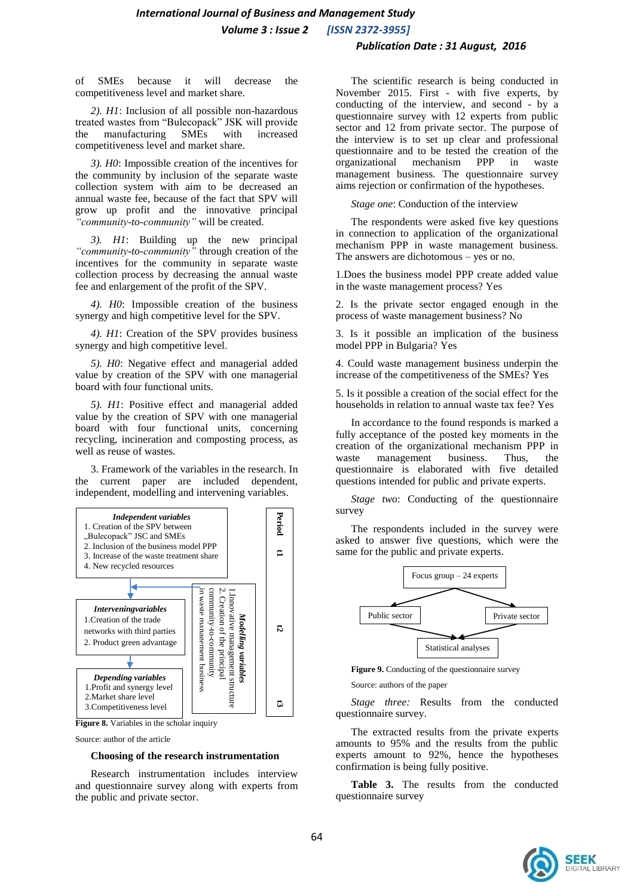of SMEs because it will decrease the competitiveness level and market share.

*2). H1*: Inclusion of all possible non-hazardous treated wastes from "Bulecopack" JSK will provide the manufacturing SMEs with increased competitiveness level and market share.

*3). H0*: Impossible creation of the incentives for the community by inclusion of the separate waste collection system with aim to be decreased an annual waste fee, because of the fact that SPV will grow up profit and the innovative principal *"community-to-community"* will be created.

*3). H1*: Building up the new principal *"community-to-community"* through creation of the incentives for the community in separate waste collection process by decreasing the annual waste fee and enlargement of the profit of the SPV.

*4). H0*: Impossible creation of the business synergy and high competitive level for the SPV.

*4). H1*: Creation of the SPV provides business synergy and high competitive level.

*5). H0*: Negative effect and managerial added value by creation of the SPV with one managerial board with four functional units.

*5). H1*: Positive effect and managerial added value by the creation of SPV with one managerial board with four functional units, concerning recycling, incineration and composting process, as well as reuse of wastes.

3. Framework of the variables in the research. In the current paper are included dependent, independent, modelling and intervening variables.

***Independent variables***
1. Creation of the SPV between „Bulecopack" JSC and SMEs
2. Inclusion of the business model PPP
3. Increase of the waste treatment share
4. New recycled resources

***Interveningvariables***
1.Creation of the trade networks with third parties
2. Product green advantage

***Depending variables***
1.Profit and synergy level
2.Market share level
3.Competitiveness level

***Modelling variables***
1.Innovative management structure
2. Creation of the principal community-to-community in waste management business

**Period**: t1, t2, t3

**Figure 8.** Variables in the scholar inquiry

Source: author of the article

### Choosing of the research instrumentation

Research instrumentation includes interview and questionnaire survey along with experts from the public and private sector.

The scientific research is being conducted in November 2015. First - with five experts, by conducting of the interview, and second - by a questionnaire survey with 12 experts from public sector and 12 from private sector. The purpose of the interview is to set up clear and professional questionnaire and to be tested the creation of the organizational mechanism PPP in waste management business. The questionnaire survey aims rejection or confirmation of the hypotheses.

*Stage one*: Conduction of the interview

The respondents were asked five key questions in connection to application of the organizational mechanism PPP in waste management business. The answers are dichotomous – yes or no.

1.Does the business model PPP create added value in the waste management process? Yes

2. Is the private sector engaged enough in the process of waste management business? No

3. Is it possible an implication of the business model PPP in Bulgaria? Yes

4. Could waste management business underpin the increase of the competitiveness of the SMEs? Yes

5. Is it possible a creation of the social effect for the households in relation to annual waste tax fee? Yes

In accordance to the found responds is marked a fully acceptance of the posted key moments in the creation of the organizational mechanism PPP in waste management business. Thus, the questionnaire is elaborated with five detailed questions intended for public and private experts.

*Stage two*: Conducting of the questionnaire survey

The respondents included in the survey were asked to answer five questions, which were the same for the public and private experts.

Focus group – 24 experts → Public sector, Private sector → Statistical analyses

**Figure 9.** Conducting of the questionnaire survey

Source: authors of the paper

*Stage three:* Results from the conducted questionnaire survey.

The extracted results from the private experts amounts to 95% and the results from the public experts amount to 92%, hence the hypotheses confirmation is being fully positive.

**Table 3.** The results from the conducted questionnaire survey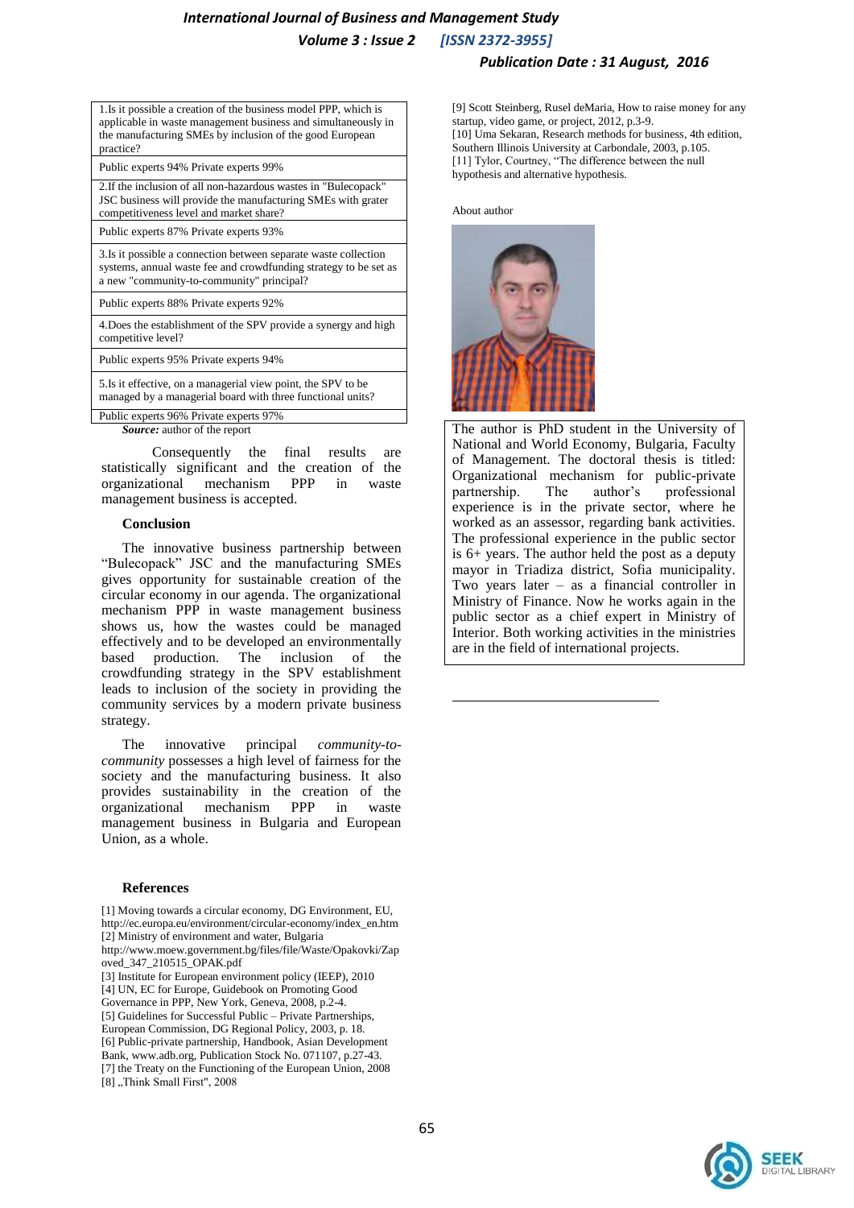| |
|---|
| 1.Is it possible a creation of the business model PPP, which is applicable in waste management business and simultaneously in the manufacturing SMEs by inclusion of the good European practice? |
| Public experts 94% Private experts 99% |
| 2.If the inclusion of all non-hazardous wastes in "Bulecopack" JSC business will provide the manufacturing SMEs with grater competitiveness level and market share? |
| Public experts 87% Private experts 93% |
| 3.Is it possible a connection between separate waste collection systems, annual waste fee and crowdfunding strategy to be set as a new "community-to-community" principal? |
| Public experts 88% Private experts 92% |
| 4.Does the establishment of the SPV provide a synergy and high competitive level? |
| Public experts 95% Private experts 94% |
| 5.Is it effective, on a managerial view point, the SPV to be managed by a managerial board with three functional units? |
| Public experts 96% Private experts 97% |

***Source:*** author of the report

Consequently the final results are statistically significant and the creation of the organizational mechanism PPP in waste management business is accepted.

### Conclusion

The innovative business partnership between "Bulecopack" JSC and the manufacturing SMEs gives opportunity for sustainable creation of the circular economy in our agenda. The organizational mechanism PPP in waste management business shows us, how the wastes could be managed effectively and to be developed an environmentally based production. The inclusion of the crowdfunding strategy in the SPV establishment leads to inclusion of the society in providing the community services by a modern private business strategy.

The innovative principal *community-to-community* possesses a high level of fairness for the society and the manufacturing business. It also provides sustainability in the creation of the organizational mechanism PPP in waste management business in Bulgaria and European Union, as a whole.

### References

[1] Moving towards a circular economy, DG Environment, EU, http://ec.europa.eu/environment/circular-economy/index_en.htm
[2] Ministry of environment and water, Bulgaria http://www.moew.government.bg/files/file/Waste/Opakovki/Zapoved_347_210515_OPAK.pdf
[3] Institute for European environment policy (IEEP), 2010
[4] UN, EC for Europe, Guidebook on Promoting Good Governance in PPP, New York, Geneva, 2008, p.2-4.
[5] Guidelines for Successful Public – Private Partnerships, European Commission, DG Regional Policy, 2003, p. 18.
[6] Public-private partnership, Handbook, Asian Development Bank, www.adb.org, Publication Stock No. 071107, p.27-43.
[7] the Treaty on the Functioning of the European Union, 2008
[8] „Think Small First", 2008
[9] Scott Steinberg, Rusel deMaria, How to raise money for any startup, video game, or project, 2012, p.3-9.
[10] Uma Sekaran, Research methods for business, 4th edition, Southern Illinois University at Carbondale, 2003, p.105.
[11] Tylor, Courtney, "The difference between the null hypothesis and alternative hypothesis.

About author

The author is PhD student in the University of National and World Economy, Bulgaria, Faculty of Management. The doctoral thesis is titled: Organizational mechanism for public-private partnership. The author's professional experience is in the private sector, where he worked as an assessor, regarding bank activities. The professional experience in the public sector is 6+ years. The author held the post as a deputy mayor in Triadiza district, Sofia municipality. Two years later – as a financial controller in Ministry of Finance. Now he works again in the public sector as a chief expert in Ministry of Interior. Both working activities in the ministries are in the field of international projects.